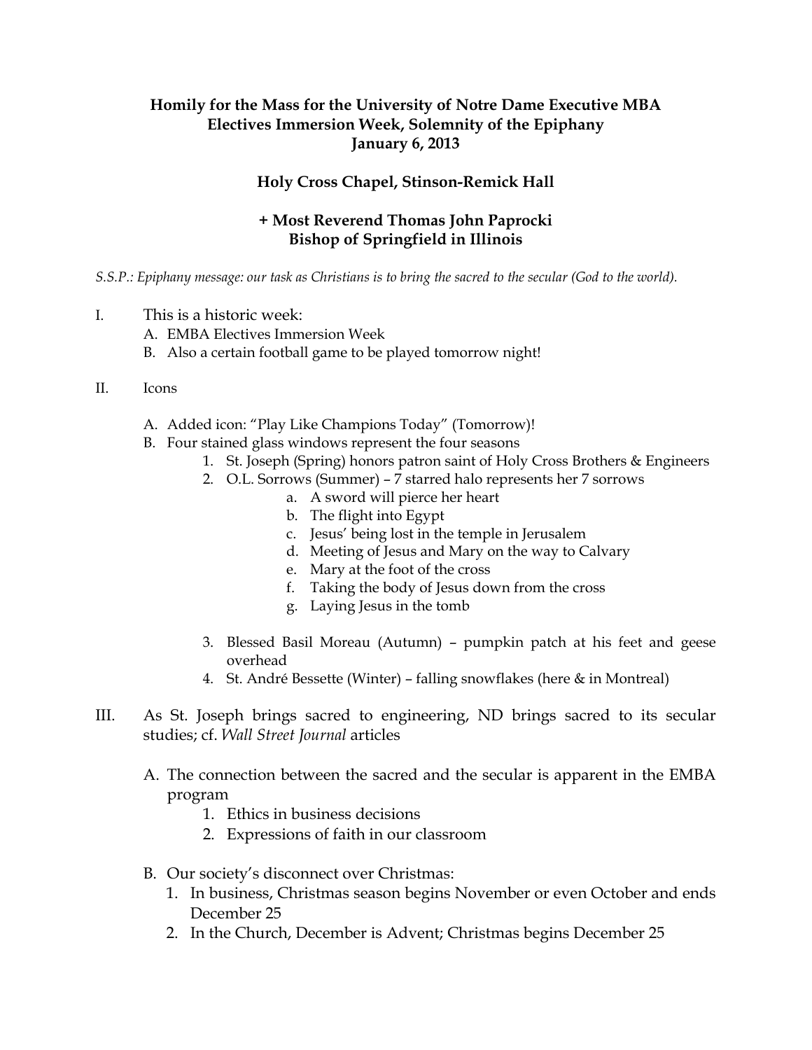**Homily for the Mass for the University of Notre Dame Executive MBA Electives Immersion Week, Solemnity of the Epiphany**
**January 6, 2013**

**Holy Cross Chapel, Stinson-Remick Hall**

**+ Most Reverend Thomas John Paprocki**
**Bishop of Springfield in Illinois**

*S.S.P.: Epiphany message: our task as Christians is to bring the sacred to the secular (God to the world).*

I. This is a historic week:
   - A. EMBA Electives Immersion Week
   - B. Also a certain football game to be played tomorrow night!

II. Icons
   - A. Added icon: "Play Like Champions Today" (Tomorrow)!
   - B. Four stained glass windows represent the four seasons
     1. St. Joseph (Spring) honors patron saint of Holy Cross Brothers & Engineers
     2. O.L. Sorrows (Summer) – 7 starred halo represents her 7 sorrows
        - a. A sword will pierce her heart
        - b. The flight into Egypt
        - c. Jesus' being lost in the temple in Jerusalem
        - d. Meeting of Jesus and Mary on the way to Calvary
        - e. Mary at the foot of the cross
        - f. Taking the body of Jesus down from the cross
        - g. Laying Jesus in the tomb
     3. Blessed Basil Moreau (Autumn) – pumpkin patch at his feet and geese overhead
     4. St. André Bessette (Winter) – falling snowflakes (here & in Montreal)

III. As St. Joseph brings sacred to engineering, ND brings sacred to its secular studies; cf. *Wall Street Journal* articles
   - A. The connection between the sacred and the secular is apparent in the EMBA program
     1. Ethics in business decisions
     2. Expressions of faith in our classroom
   - B. Our society's disconnect over Christmas:
     1. In business, Christmas season begins November or even October and ends December 25
     2. In the Church, December is Advent; Christmas begins December 25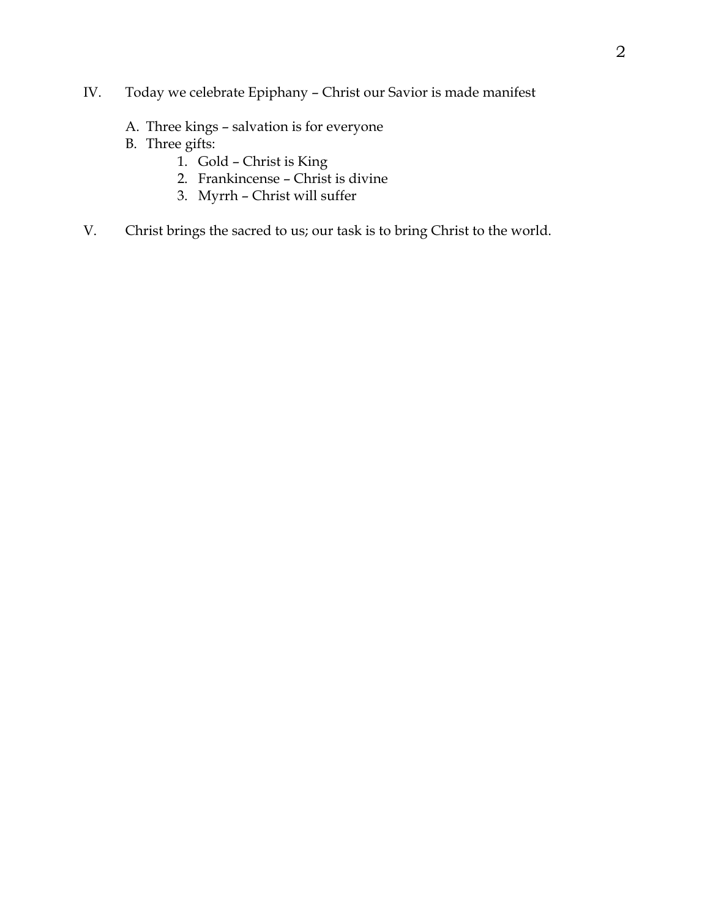IV. Today we celebrate Epiphany – Christ our Savior is made manifest

   A. Three kings – salvation is for everyone
   B. Three gifts:
      1. Gold – Christ is King
      2. Frankincense – Christ is divine
      3. Myrrh – Christ will suffer

V. Christ brings the sacred to us; our task is to bring Christ to the world.